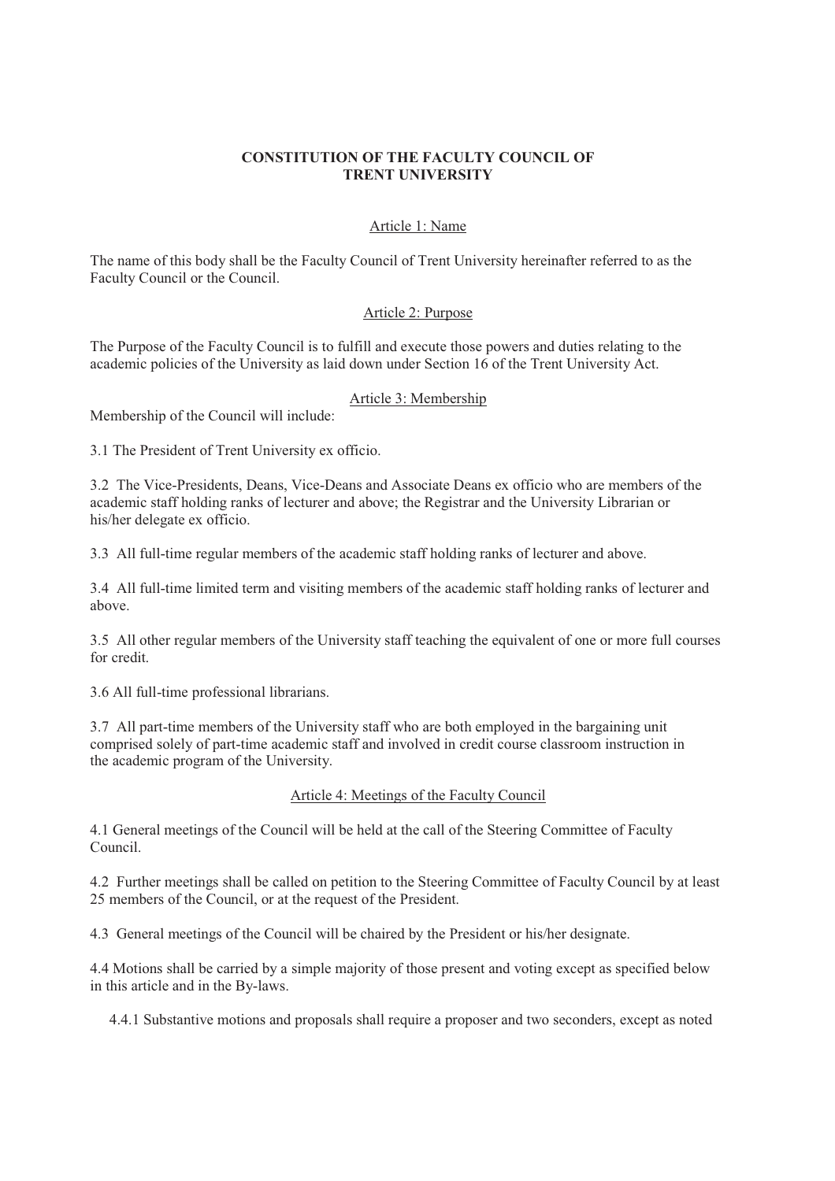# CONSTITUTION OF THE FACULTY COUNCIL OF TRENT UNIVERSITY

## Article 1: Name

The name of this body shall be the Faculty Council of Trent University hereinafter referred to as the Faculty Council or the Council.

## Article 2: Purpose

The Purpose of the Faculty Council is to fulfill and execute those powers and duties relating to the academic policies of the University as laid down under Section 16 of the Trent University Act.

## Article 3: Membership

Membership of the Council will include:

3.1 The President of Trent University ex officio.

3.2 The Vice-Presidents, Deans, Vice-Deans and Associate Deans ex officio who are members of the academic staff holding ranks of lecturer and above; the Registrar and the University Librarian or his/her delegate ex officio.

3.3 All full-time regular members of the academic staff holding ranks of lecturer and above.

3.4 All full-time limited term and visiting members of the academic staff holding ranks of lecturer and above.

3.5 All other regular members of the University staff teaching the equivalent of one or more full courses for credit.

3.6 All full-time professional librarians.

3.7 All part-time members of the University staff who are both employed in the bargaining unit comprised solely of part-time academic staff and involved in credit course classroom instruction in the academic program of the University.

## Article 4: Meetings of the Faculty Council

4.1 General meetings of the Council will be held at the call of the Steering Committee of Faculty Council.

4.2 Further meetings shall be called on petition to the Steering Committee of Faculty Council by at least 25 members of the Council, or at the request of the President.

4.3 General meetings of the Council will be chaired by the President or his/her designate.

4.4 Motions shall be carried by a simple majority of those present and voting except as specified below in this article and in the By-laws.

4.4.1 Substantive motions and proposals shall require a proposer and two seconders, except as noted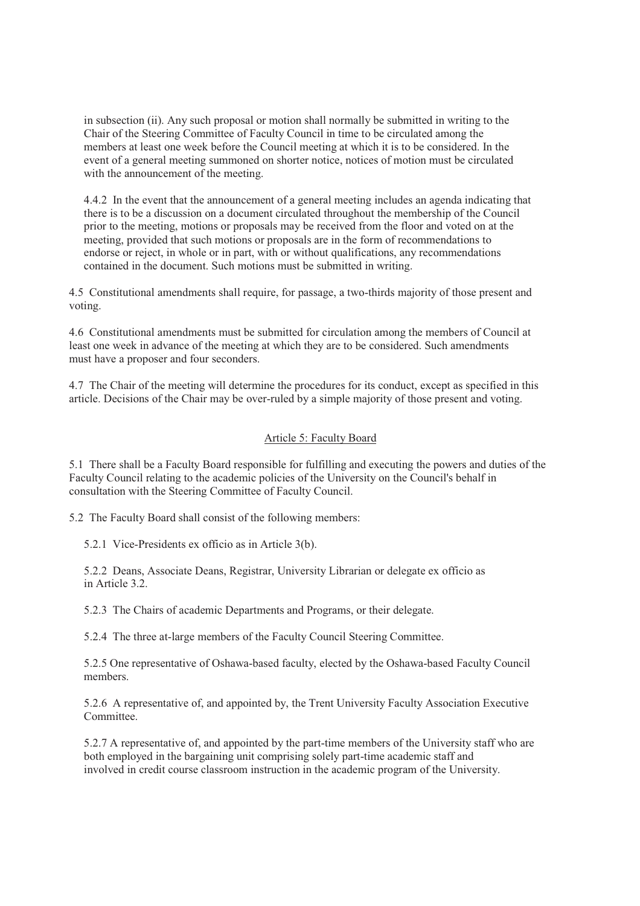in subsection (ii). Any such proposal or motion shall normally be submitted in writing to the Chair of the Steering Committee of Faculty Council in time to be circulated among the members at least one week before the Council meeting at which it is to be considered. In the event of a general meeting summoned on shorter notice, notices of motion must be circulated with the announcement of the meeting.

4.4.2 In the event that the announcement of a general meeting includes an agenda indicating that there is to be a discussion on a document circulated throughout the membership of the Council prior to the meeting, motions or proposals may be received from the floor and voted on at the meeting, provided that such motions or proposals are in the form of recommendations to endorse or reject, in whole or in part, with or without qualifications, any recommendations contained in the document. Such motions must be submitted in writing.

4.5 Constitutional amendments shall require, for passage, a two-thirds majority of those present and voting.

4.6 Constitutional amendments must be submitted for circulation among the members of Council at least one week in advance of the meeting at which they are to be considered. Such amendments must have a proposer and four seconders.

4.7 The Chair of the meeting will determine the procedures for its conduct, except as specified in this article. Decisions of the Chair may be over-ruled by a simple majority of those present and voting.

## Article 5: Faculty Board

5.1 There shall be a Faculty Board responsible for fulfilling and executing the powers and duties of the Faculty Council relating to the academic policies of the University on the Council's behalf in consultation with the Steering Committee of Faculty Council.

5.2 The Faculty Board shall consist of the following members:

5.2.1 Vice-Presidents ex officio as in Article 3(b).

5.2.2 Deans, Associate Deans, Registrar, University Librarian or delegate ex officio as in Article 3.2.

5.2.3 The Chairs of academic Departments and Programs, or their delegate.

5.2.4 The three at-large members of the Faculty Council Steering Committee.

5.2.5 One representative of Oshawa-based faculty, elected by the Oshawa-based Faculty Council members.

5.2.6 A representative of, and appointed by, the Trent University Faculty Association Executive Committee.

5.2.7 A representative of, and appointed by the part-time members of the University staff who are both employed in the bargaining unit comprising solely part-time academic staff and involved in credit course classroom instruction in the academic program of the University.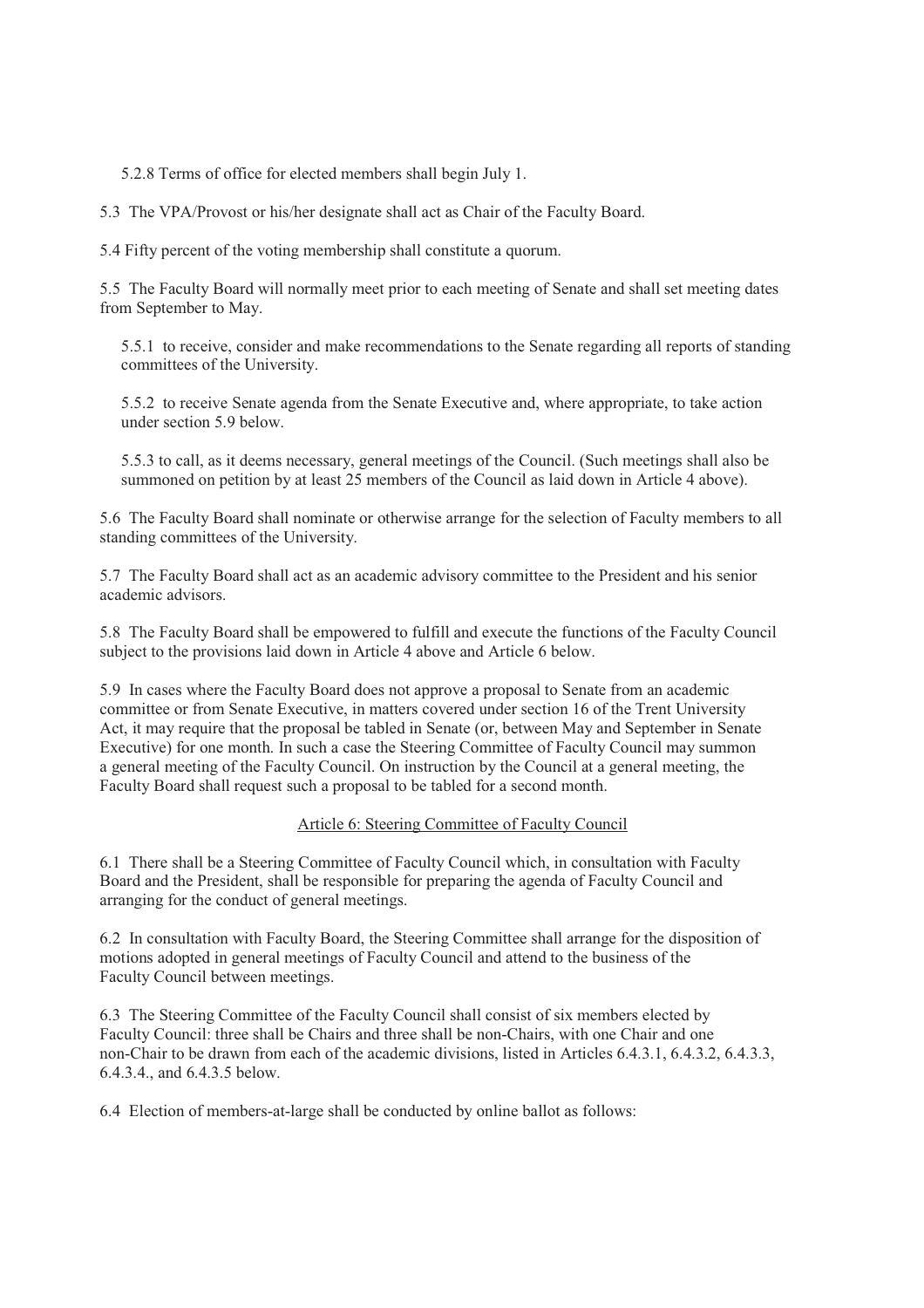5.2.8 Terms of office for elected members shall begin July 1.

5.3 The VPA/Provost or his/her designate shall act as Chair of the Faculty Board.

5.4 Fifty percent of the voting membership shall constitute a quorum.

5.5 The Faculty Board will normally meet prior to each meeting of Senate and shall set meeting dates from September to May.

5.5.1 to receive, consider and make recommendations to the Senate regarding all reports of standing committees of the University.

5.5.2 to receive Senate agenda from the Senate Executive and, where appropriate, to take action under section 5.9 below.

5.5.3 to call, as it deems necessary, general meetings of the Council. (Such meetings shall also be summoned on petition by at least 25 members of the Council as laid down in Article 4 above).

5.6 The Faculty Board shall nominate or otherwise arrange for the selection of Faculty members to all standing committees of the University.

5.7 The Faculty Board shall act as an academic advisory committee to the President and his senior academic advisors.

5.8 The Faculty Board shall be empowered to fulfill and execute the functions of the Faculty Council subject to the provisions laid down in Article 4 above and Article 6 below.

5.9 In cases where the Faculty Board does not approve a proposal to Senate from an academic committee or from Senate Executive, in matters covered under section 16 of the Trent University Act, it may require that the proposal be tabled in Senate (or, between May and September in Senate Executive) for one month. In such a case the Steering Committee of Faculty Council may summon a general meeting of the Faculty Council. On instruction by the Council at a general meeting, the Faculty Board shall request such a proposal to be tabled for a second month.

## Article 6: Steering Committee of Faculty Council

6.1 There shall be a Steering Committee of Faculty Council which, in consultation with Faculty Board and the President, shall be responsible for preparing the agenda of Faculty Council and arranging for the conduct of general meetings.

6.2 In consultation with Faculty Board, the Steering Committee shall arrange for the disposition of motions adopted in general meetings of Faculty Council and attend to the business of the Faculty Council between meetings.

6.3 The Steering Committee of the Faculty Council shall consist of six members elected by Faculty Council: three shall be Chairs and three shall be non-Chairs, with one Chair and one non-Chair to be drawn from each of the academic divisions, listed in Articles 6.4.3.1, 6.4.3.2, 6.4.3.3, 6.4.3.4., and 6.4.3.5 below.

6.4 Election of members-at-large shall be conducted by online ballot as follows: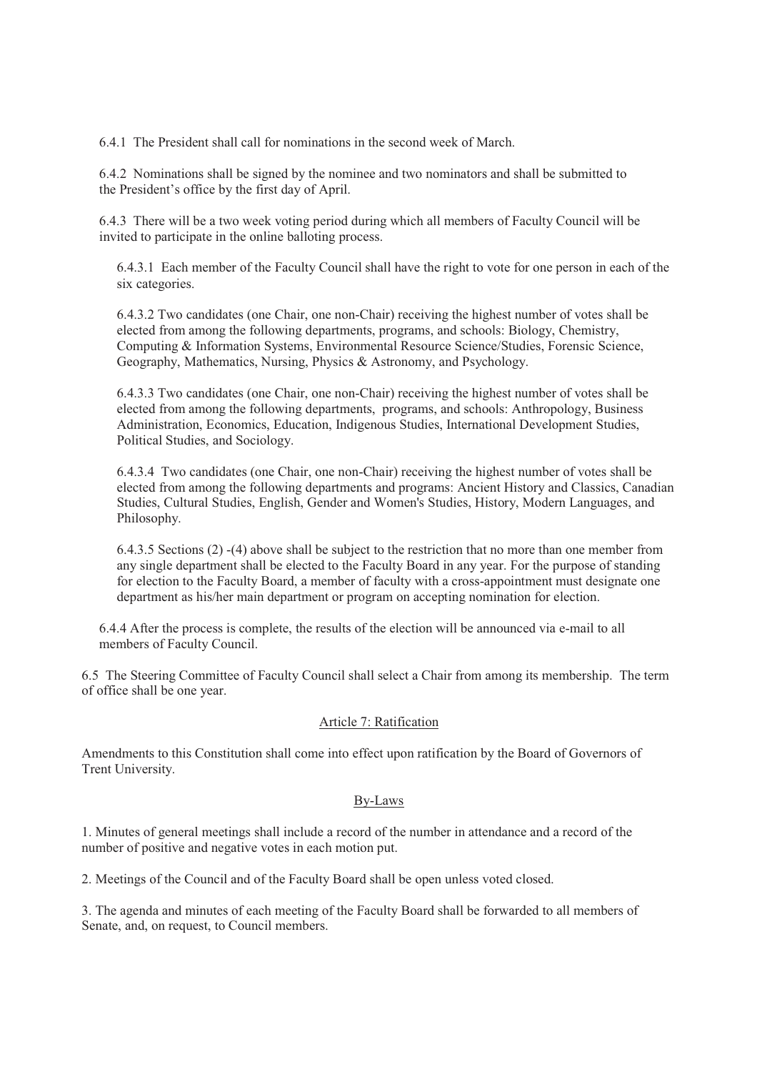6.4.1 The President shall call for nominations in the second week of March.

6.4.2 Nominations shall be signed by the nominee and two nominators and shall be submitted to the President's office by the first day of April.

6.4.3 There will be a two week voting period during which all members of Faculty Council will be invited to participate in the online balloting process.

6.4.3.1 Each member of the Faculty Council shall have the right to vote for one person in each of the six categories.

6.4.3.2 Two candidates (one Chair, one non-Chair) receiving the highest number of votes shall be elected from among the following departments, programs, and schools: Biology, Chemistry, Computing & Information Systems, Environmental Resource Science/Studies, Forensic Science, Geography, Mathematics, Nursing, Physics & Astronomy, and Psychology.

6.4.3.3 Two candidates (one Chair, one non-Chair) receiving the highest number of votes shall be elected from among the following departments, programs, and schools: Anthropology, Business Administration, Economics, Education, Indigenous Studies, International Development Studies, Political Studies, and Sociology.

6.4.3.4 Two candidates (one Chair, one non-Chair) receiving the highest number of votes shall be elected from among the following departments and programs: Ancient History and Classics, Canadian Studies, Cultural Studies, English, Gender and Women's Studies, History, Modern Languages, and Philosophy.

6.4.3.5 Sections (2) -(4) above shall be subject to the restriction that no more than one member from any single department shall be elected to the Faculty Board in any year. For the purpose of standing for election to the Faculty Board, a member of faculty with a cross-appointment must designate one department as his/her main department or program on accepting nomination for election.

6.4.4 After the process is complete, the results of the election will be announced via e-mail to all members of Faculty Council.

6.5 The Steering Committee of Faculty Council shall select a Chair from among its membership. The term of office shall be one year.

## Article 7: Ratification

Amendments to this Constitution shall come into effect upon ratification by the Board of Governors of Trent University.

## By-Laws

1. Minutes of general meetings shall include a record of the number in attendance and a record of the number of positive and negative votes in each motion put.

2. Meetings of the Council and of the Faculty Board shall be open unless voted closed.

3. The agenda and minutes of each meeting of the Faculty Board shall be forwarded to all members of Senate, and, on request, to Council members.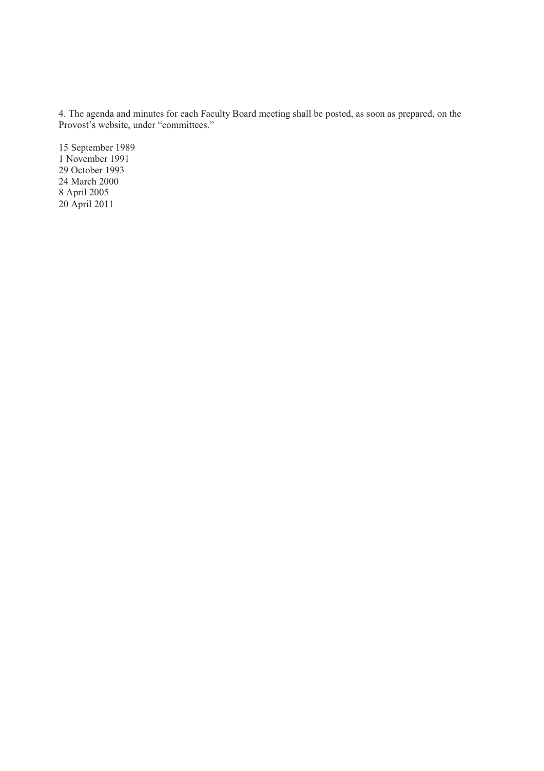4. The agenda and minutes for each Faculty Board meeting shall be posted, as soon as prepared, on the Provost's website, under "committees."

15 September 1989
1 November 1991
29 October 1993
24 March 2000
8 April 2005
20 April 2011